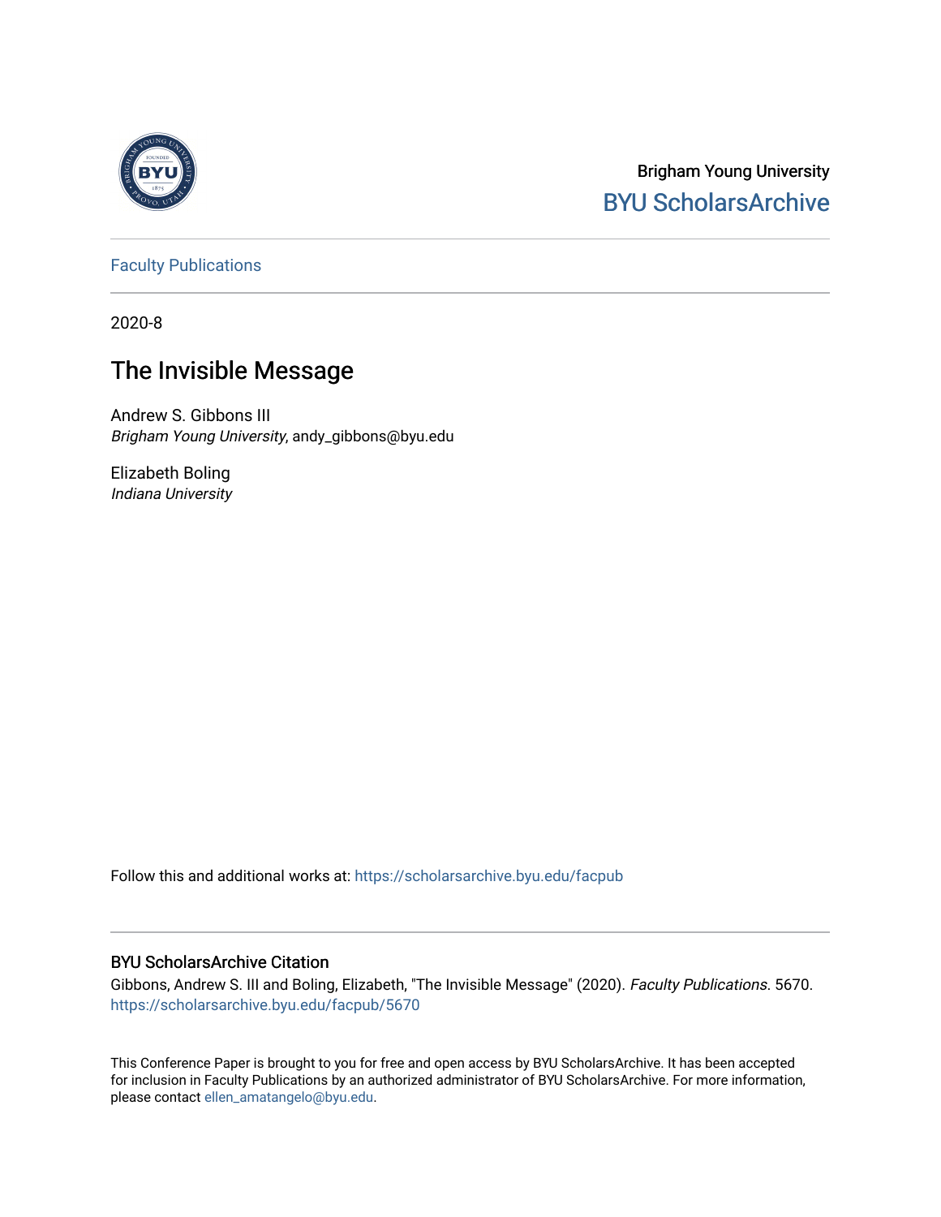Brigham Young University
BYU ScholarsArchive

Faculty Publications

2020-8

# The Invisible Message

Andrew S. Gibbons III
*Brigham Young University*, andy_gibbons@byu.edu

Elizabeth Boling
*Indiana University*

Follow this and additional works at: https://scholarsarchive.byu.edu/facpub

## BYU ScholarsArchive Citation

Gibbons, Andrew S. III and Boling, Elizabeth, "The Invisible Message" (2020). *Faculty Publications*. 5670.
https://scholarsarchive.byu.edu/facpub/5670

This Conference Paper is brought to you for free and open access by BYU ScholarsArchive. It has been accepted for inclusion in Faculty Publications by an authorized administrator of BYU ScholarsArchive. For more information, please contact ellen_amatangelo@byu.edu.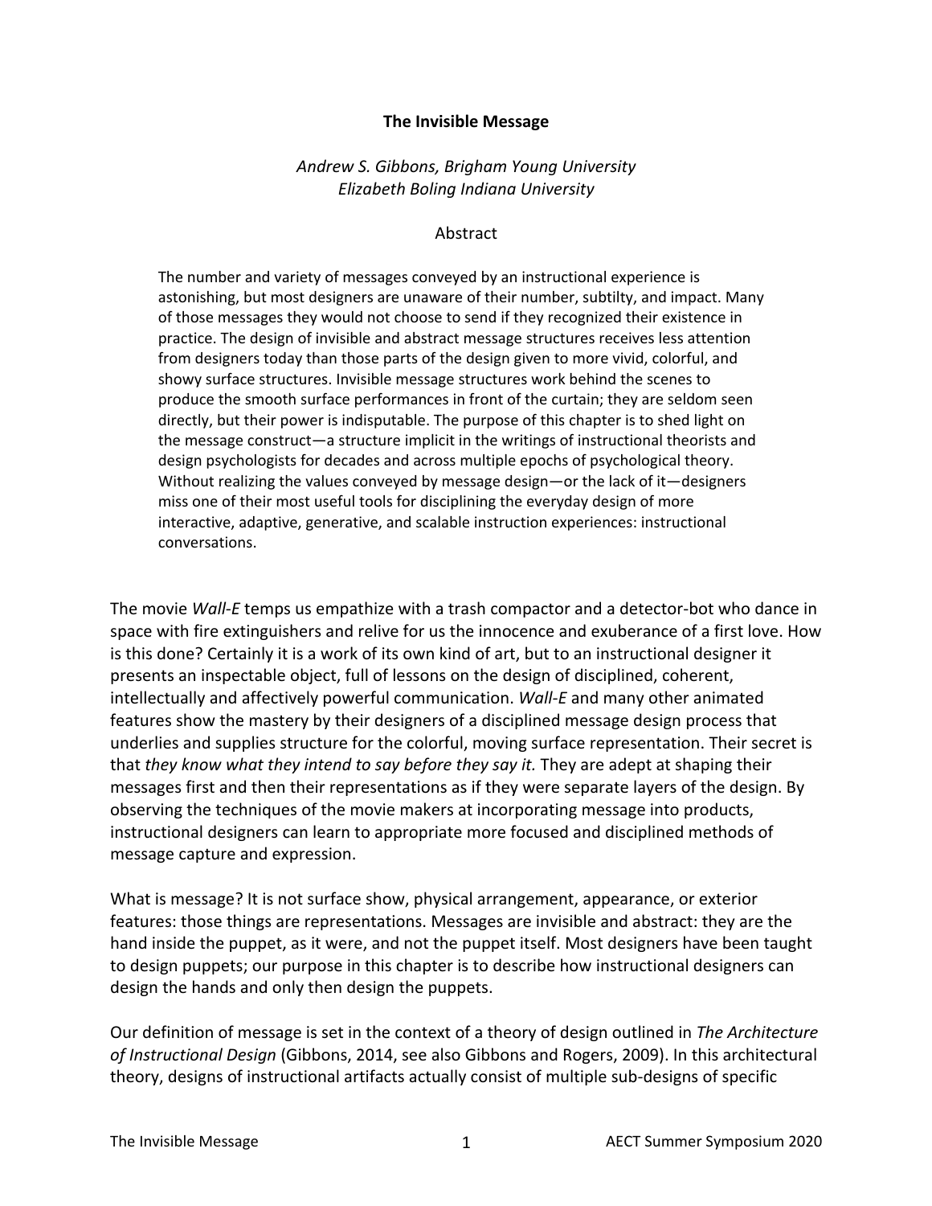**The Invisible Message**

*Andrew S. Gibbons, Brigham Young University*
*Elizabeth Boling Indiana University*

Abstract

> The number and variety of messages conveyed by an instructional experience is astonishing, but most designers are unaware of their number, subtilty, and impact. Many of those messages they would not choose to send if they recognized their existence in practice. The design of invisible and abstract message structures receives less attention from designers today than those parts of the design given to more vivid, colorful, and showy surface structures. Invisible message structures work behind the scenes to produce the smooth surface performances in front of the curtain; they are seldom seen directly, but their power is indisputable. The purpose of this chapter is to shed light on the message construct—a structure implicit in the writings of instructional theorists and design psychologists for decades and across multiple epochs of psychological theory. Without realizing the values conveyed by message design—or the lack of it—designers miss one of their most useful tools for disciplining the everyday design of more interactive, adaptive, generative, and scalable instruction experiences: instructional conversations.

The movie *Wall-E* temps us empathize with a trash compactor and a detector-bot who dance in space with fire extinguishers and relive for us the innocence and exuberance of a first love. How is this done? Certainly it is a work of its own kind of art, but to an instructional designer it presents an inspectable object, full of lessons on the design of disciplined, coherent, intellectually and affectively powerful communication. *Wall-E* and many other animated features show the mastery by their designers of a disciplined message design process that underlies and supplies structure for the colorful, moving surface representation. Their secret is that *they know what they intend to say before they say it.* They are adept at shaping their messages first and then their representations as if they were separate layers of the design. By observing the techniques of the movie makers at incorporating message into products, instructional designers can learn to appropriate more focused and disciplined methods of message capture and expression.

What is message? It is not surface show, physical arrangement, appearance, or exterior features: those things are representations. Messages are invisible and abstract: they are the hand inside the puppet, as it were, and not the puppet itself. Most designers have been taught to design puppets; our purpose in this chapter is to describe how instructional designers can design the hands and only then design the puppets.

Our definition of message is set in the context of a theory of design outlined in *The Architecture of Instructional Design* (Gibbons, 2014, see also Gibbons and Rogers, 2009). In this architectural theory, designs of instructional artifacts actually consist of multiple sub-designs of specific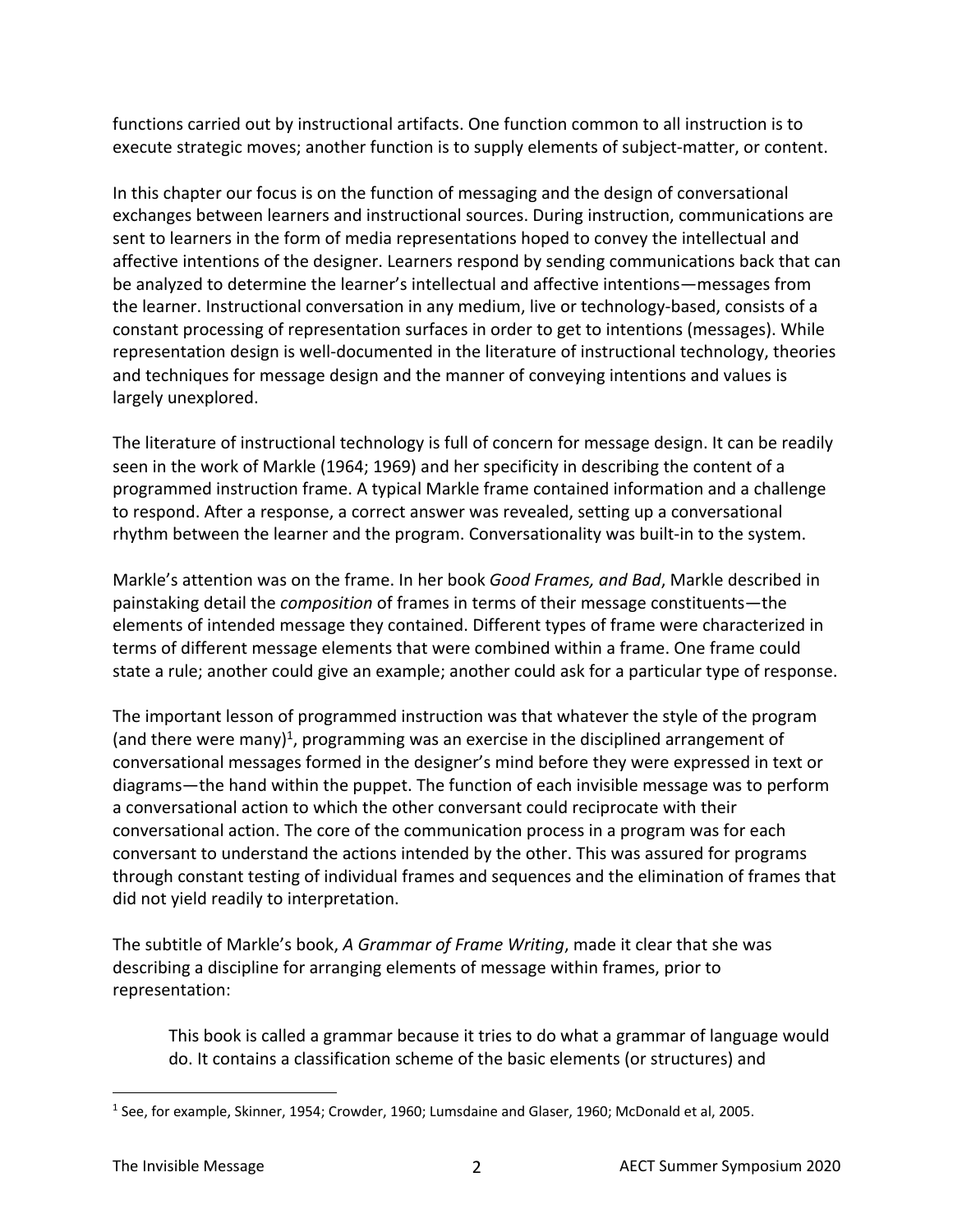functions carried out by instructional artifacts. One function common to all instruction is to execute strategic moves; another function is to supply elements of subject-matter, or content.

In this chapter our focus is on the function of messaging and the design of conversational exchanges between learners and instructional sources. During instruction, communications are sent to learners in the form of media representations hoped to convey the intellectual and affective intentions of the designer. Learners respond by sending communications back that can be analyzed to determine the learner's intellectual and affective intentions—messages from the learner. Instructional conversation in any medium, live or technology-based, consists of a constant processing of representation surfaces in order to get to intentions (messages). While representation design is well-documented in the literature of instructional technology, theories and techniques for message design and the manner of conveying intentions and values is largely unexplored.

The literature of instructional technology is full of concern for message design. It can be readily seen in the work of Markle (1964; 1969) and her specificity in describing the content of a programmed instruction frame. A typical Markle frame contained information and a challenge to respond. After a response, a correct answer was revealed, setting up a conversational rhythm between the learner and the program. Conversationality was built-in to the system.

Markle's attention was on the frame. In her book *Good Frames, and Bad*, Markle described in painstaking detail the *composition* of frames in terms of their message constituents—the elements of intended message they contained. Different types of frame were characterized in terms of different message elements that were combined within a frame. One frame could state a rule; another could give an example; another could ask for a particular type of response.

The important lesson of programmed instruction was that whatever the style of the program (and there were many)[1], programming was an exercise in the disciplined arrangement of conversational messages formed in the designer's mind before they were expressed in text or diagrams—the hand within the puppet. The function of each invisible message was to perform a conversational action to which the other conversant could reciprocate with their conversational action. The core of the communication process in a program was for each conversant to understand the actions intended by the other. This was assured for programs through constant testing of individual frames and sequences and the elimination of frames that did not yield readily to interpretation.

The subtitle of Markle's book, *A Grammar of Frame Writing*, made it clear that she was describing a discipline for arranging elements of message within frames, prior to representation:

> This book is called a grammar because it tries to do what a grammar of language would do. It contains a classification scheme of the basic elements (or structures) and

[1] See, for example, Skinner, 1954; Crowder, 1960; Lumsdaine and Glaser, 1960; McDonald et al, 2005.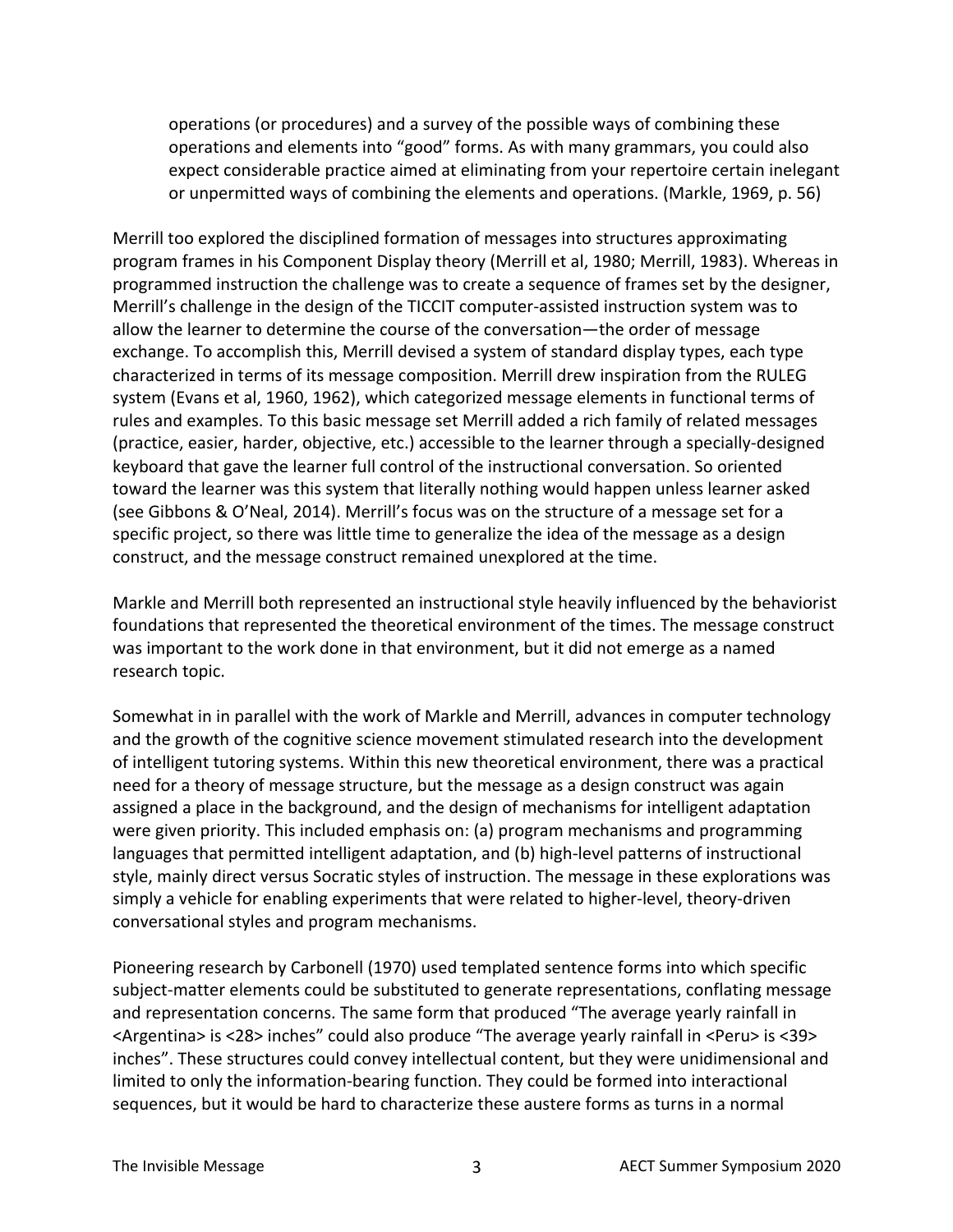> operations (or procedures) and a survey of the possible ways of combining these operations and elements into "good" forms. As with many grammars, you could also expect considerable practice aimed at eliminating from your repertoire certain inelegant or unpermitted ways of combining the elements and operations. (Markle, 1969, p. 56)

Merrill too explored the disciplined formation of messages into structures approximating program frames in his Component Display theory (Merrill et al, 1980; Merrill, 1983). Whereas in programmed instruction the challenge was to create a sequence of frames set by the designer, Merrill's challenge in the design of the TICCIT computer-assisted instruction system was to allow the learner to determine the course of the conversation—the order of message exchange. To accomplish this, Merrill devised a system of standard display types, each type characterized in terms of its message composition. Merrill drew inspiration from the RULEG system (Evans et al, 1960, 1962), which categorized message elements in functional terms of rules and examples. To this basic message set Merrill added a rich family of related messages (practice, easier, harder, objective, etc.) accessible to the learner through a specially-designed keyboard that gave the learner full control of the instructional conversation. So oriented toward the learner was this system that literally nothing would happen unless learner asked (see Gibbons & O'Neal, 2014). Merrill's focus was on the structure of a message set for a specific project, so there was little time to generalize the idea of the message as a design construct, and the message construct remained unexplored at the time.

Markle and Merrill both represented an instructional style heavily influenced by the behaviorist foundations that represented the theoretical environment of the times. The message construct was important to the work done in that environment, but it did not emerge as a named research topic.

Somewhat in in parallel with the work of Markle and Merrill, advances in computer technology and the growth of the cognitive science movement stimulated research into the development of intelligent tutoring systems. Within this new theoretical environment, there was a practical need for a theory of message structure, but the message as a design construct was again assigned a place in the background, and the design of mechanisms for intelligent adaptation were given priority. This included emphasis on: (a) program mechanisms and programming languages that permitted intelligent adaptation, and (b) high-level patterns of instructional style, mainly direct versus Socratic styles of instruction. The message in these explorations was simply a vehicle for enabling experiments that were related to higher-level, theory-driven conversational styles and program mechanisms.

Pioneering research by Carbonell (1970) used templated sentence forms into which specific subject-matter elements could be substituted to generate representations, conflating message and representation concerns. The same form that produced "The average yearly rainfall in <Argentina> is <28> inches" could also produce "The average yearly rainfall in <Peru> is <39> inches". These structures could convey intellectual content, but they were unidimensional and limited to only the information-bearing function. They could be formed into interactional sequences, but it would be hard to characterize these austere forms as turns in a normal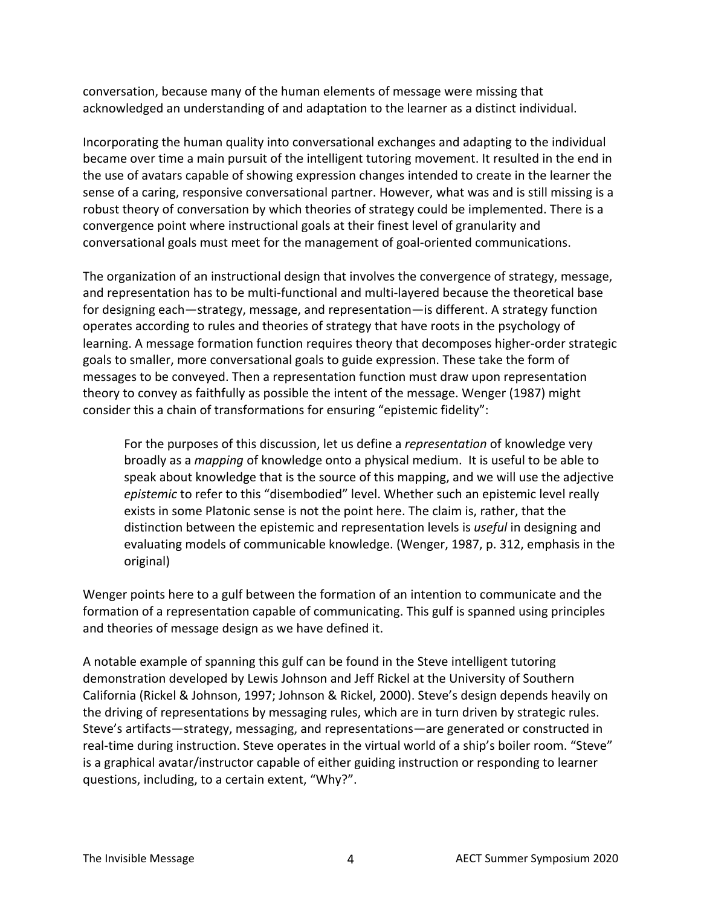conversation, because many of the human elements of message were missing that acknowledged an understanding of and adaptation to the learner as a distinct individual.

Incorporating the human quality into conversational exchanges and adapting to the individual became over time a main pursuit of the intelligent tutoring movement. It resulted in the end in the use of avatars capable of showing expression changes intended to create in the learner the sense of a caring, responsive conversational partner. However, what was and is still missing is a robust theory of conversation by which theories of strategy could be implemented. There is a convergence point where instructional goals at their finest level of granularity and conversational goals must meet for the management of goal-oriented communications.

The organization of an instructional design that involves the convergence of strategy, message, and representation has to be multi-functional and multi-layered because the theoretical base for designing each—strategy, message, and representation—is different. A strategy function operates according to rules and theories of strategy that have roots in the psychology of learning. A message formation function requires theory that decomposes higher-order strategic goals to smaller, more conversational goals to guide expression. These take the form of messages to be conveyed. Then a representation function must draw upon representation theory to convey as faithfully as possible the intent of the message. Wenger (1987) might consider this a chain of transformations for ensuring "epistemic fidelity":

> For the purposes of this discussion, let us define a *representation* of knowledge very broadly as a *mapping* of knowledge onto a physical medium. It is useful to be able to speak about knowledge that is the source of this mapping, and we will use the adjective *epistemic* to refer to this "disembodied" level. Whether such an epistemic level really exists in some Platonic sense is not the point here. The claim is, rather, that the distinction between the epistemic and representation levels is *useful* in designing and evaluating models of communicable knowledge. (Wenger, 1987, p. 312, emphasis in the original)

Wenger points here to a gulf between the formation of an intention to communicate and the formation of a representation capable of communicating. This gulf is spanned using principles and theories of message design as we have defined it.

A notable example of spanning this gulf can be found in the Steve intelligent tutoring demonstration developed by Lewis Johnson and Jeff Rickel at the University of Southern California (Rickel & Johnson, 1997; Johnson & Rickel, 2000). Steve's design depends heavily on the driving of representations by messaging rules, which are in turn driven by strategic rules. Steve's artifacts—strategy, messaging, and representations—are generated or constructed in real-time during instruction. Steve operates in the virtual world of a ship's boiler room. "Steve" is a graphical avatar/instructor capable of either guiding instruction or responding to learner questions, including, to a certain extent, "Why?".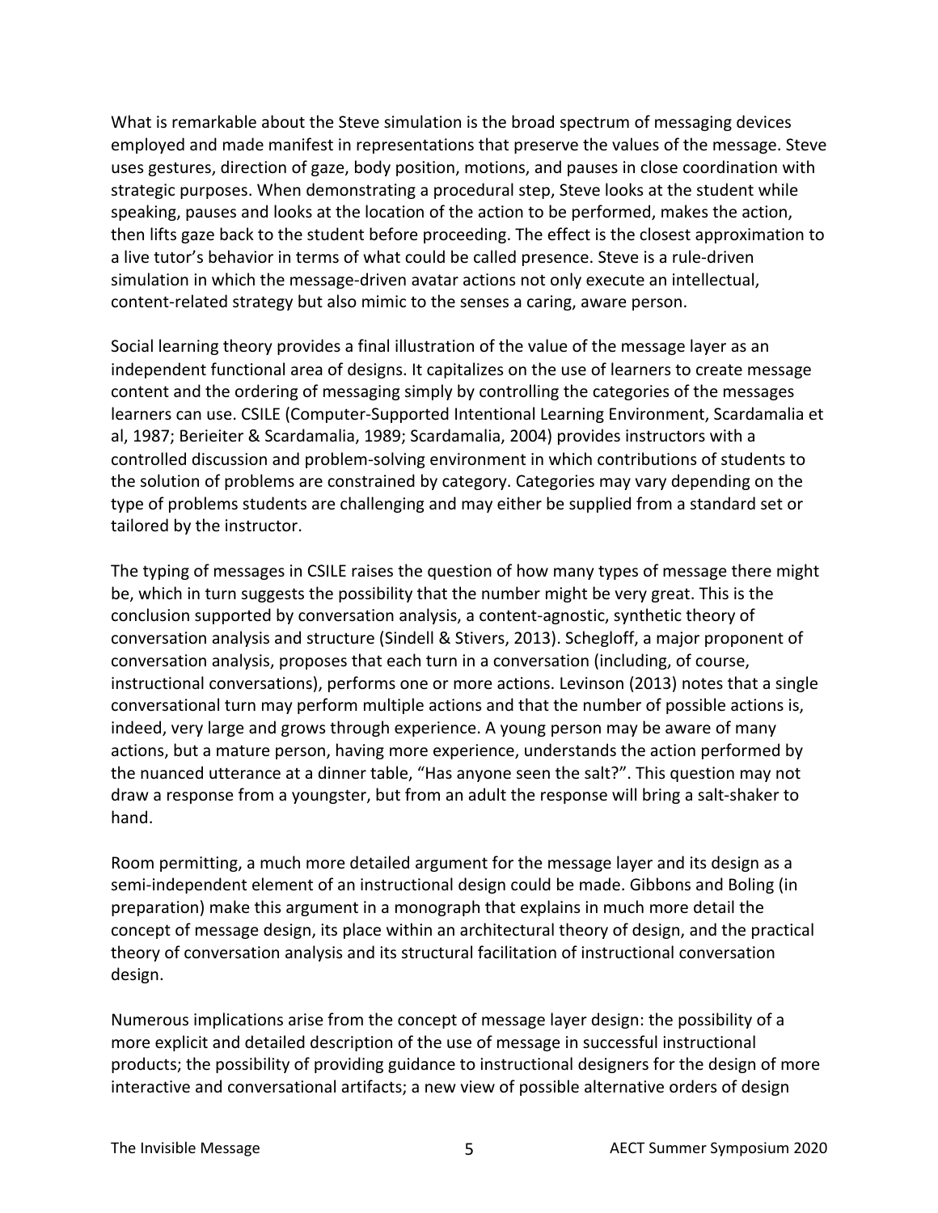What is remarkable about the Steve simulation is the broad spectrum of messaging devices employed and made manifest in representations that preserve the values of the message. Steve uses gestures, direction of gaze, body position, motions, and pauses in close coordination with strategic purposes. When demonstrating a procedural step, Steve looks at the student while speaking, pauses and looks at the location of the action to be performed, makes the action, then lifts gaze back to the student before proceeding. The effect is the closest approximation to a live tutor's behavior in terms of what could be called presence. Steve is a rule-driven simulation in which the message-driven avatar actions not only execute an intellectual, content-related strategy but also mimic to the senses a caring, aware person.

Social learning theory provides a final illustration of the value of the message layer as an independent functional area of designs. It capitalizes on the use of learners to create message content and the ordering of messaging simply by controlling the categories of the messages learners can use. CSILE (Computer-Supported Intentional Learning Environment, Scardamalia et al, 1987; Berieiter & Scardamalia, 1989; Scardamalia, 2004) provides instructors with a controlled discussion and problem-solving environment in which contributions of students to the solution of problems are constrained by category. Categories may vary depending on the type of problems students are challenging and may either be supplied from a standard set or tailored by the instructor.

The typing of messages in CSILE raises the question of how many types of message there might be, which in turn suggests the possibility that the number might be very great. This is the conclusion supported by conversation analysis, a content-agnostic, synthetic theory of conversation analysis and structure (Sindell & Stivers, 2013). Schegloff, a major proponent of conversation analysis, proposes that each turn in a conversation (including, of course, instructional conversations), performs one or more actions. Levinson (2013) notes that a single conversational turn may perform multiple actions and that the number of possible actions is, indeed, very large and grows through experience. A young person may be aware of many actions, but a mature person, having more experience, understands the action performed by the nuanced utterance at a dinner table, "Has anyone seen the salt?". This question may not draw a response from a youngster, but from an adult the response will bring a salt-shaker to hand.

Room permitting, a much more detailed argument for the message layer and its design as a semi-independent element of an instructional design could be made. Gibbons and Boling (in preparation) make this argument in a monograph that explains in much more detail the concept of message design, its place within an architectural theory of design, and the practical theory of conversation analysis and its structural facilitation of instructional conversation design.

Numerous implications arise from the concept of message layer design: the possibility of a more explicit and detailed description of the use of message in successful instructional products; the possibility of providing guidance to instructional designers for the design of more interactive and conversational artifacts; a new view of possible alternative orders of design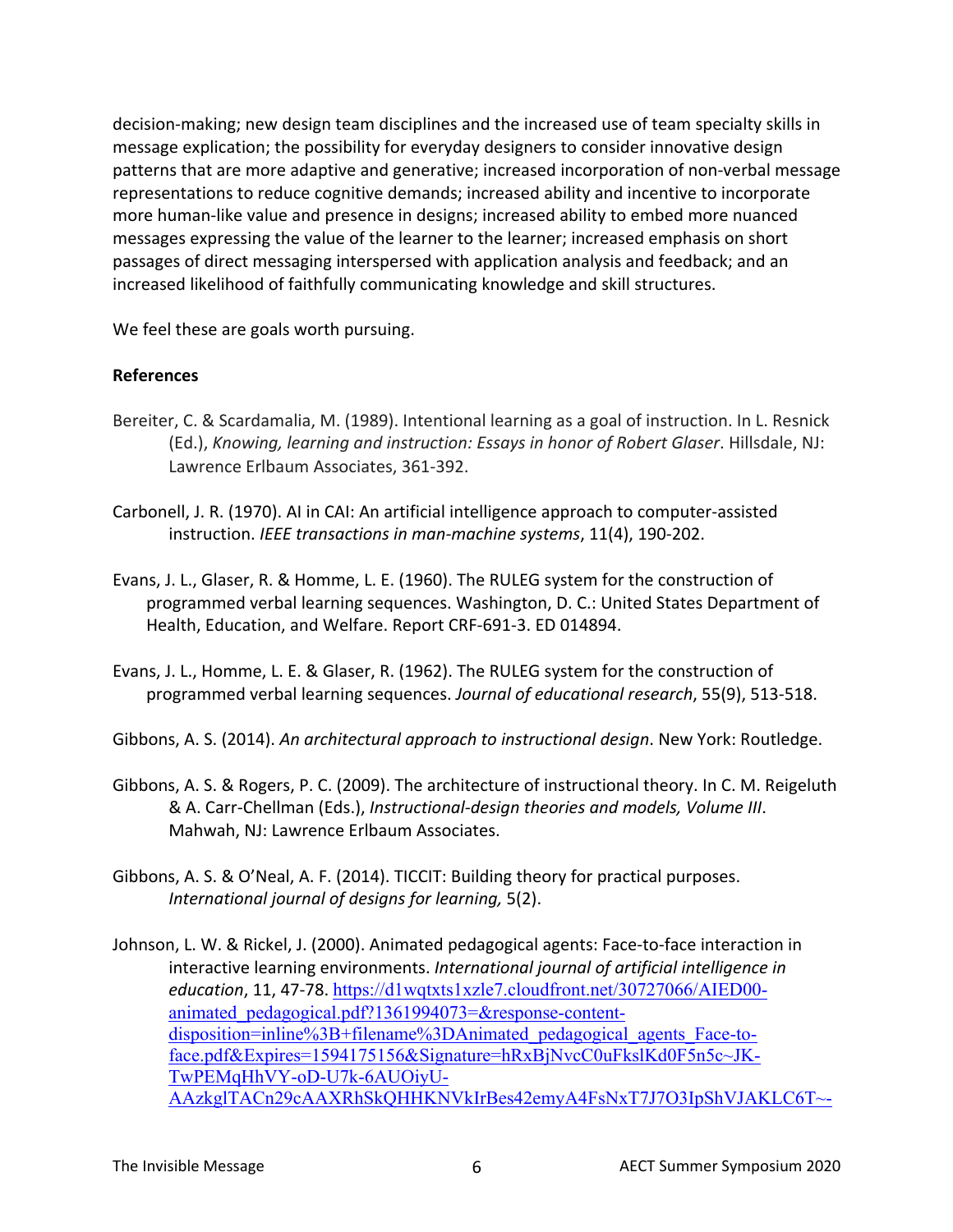decision-making; new design team disciplines and the increased use of team specialty skills in message explication; the possibility for everyday designers to consider innovative design patterns that are more adaptive and generative; increased incorporation of non-verbal message representations to reduce cognitive demands; increased ability and incentive to incorporate more human-like value and presence in designs; increased ability to embed more nuanced messages expressing the value of the learner to the learner; increased emphasis on short passages of direct messaging interspersed with application analysis and feedback; and an increased likelihood of faithfully communicating knowledge and skill structures.

We feel these are goals worth pursuing.

**References**

Bereiter, C. & Scardamalia, M. (1989). Intentional learning as a goal of instruction. In L. Resnick (Ed.), *Knowing, learning and instruction: Essays in honor of Robert Glaser*. Hillsdale, NJ: Lawrence Erlbaum Associates, 361-392.

Carbonell, J. R. (1970). AI in CAI: An artificial intelligence approach to computer-assisted instruction. *IEEE transactions in man-machine systems*, 11(4), 190-202.

Evans, J. L., Glaser, R. & Homme, L. E. (1960). The RULEG system for the construction of programmed verbal learning sequences. Washington, D. C.: United States Department of Health, Education, and Welfare. Report CRF-691-3. ED 014894.

Evans, J. L., Homme, L. E. & Glaser, R. (1962). The RULEG system for the construction of programmed verbal learning sequences. *Journal of educational research*, 55(9), 513-518.

Gibbons, A. S. (2014). *An architectural approach to instructional design*. New York: Routledge.

Gibbons, A. S. & Rogers, P. C. (2009). The architecture of instructional theory. In C. M. Reigeluth & A. Carr-Chellman (Eds.), *Instructional-design theories and models, Volume III*. Mahwah, NJ: Lawrence Erlbaum Associates.

Gibbons, A. S. & O'Neal, A. F. (2014). TICCIT: Building theory for practical purposes. *International journal of designs for learning,* 5(2).

Johnson, L. W. & Rickel, J. (2000). Animated pedagogical agents: Face-to-face interaction in interactive learning environments. *International journal of artificial intelligence in education*, 11, 47-78. https://d1wqtxts1xzle7.cloudfront.net/30727066/AIED00-animated_pedagogical.pdf?1361994073=&response-content-disposition=inline%3B+filename%3DAnimated_pedagogical_agents_Face-to-face.pdf&Expires=1594175156&Signature=hRxBjNvcC0uFkslKd0F5n5c~JK-TwPEMqHhVY-oD-U7k-6AUOiyU-AAzkglTACn29cAAXRhSkQHHKNVkIrBes42emyA4FsNxT7J7O3IpShVJAKLC6T~-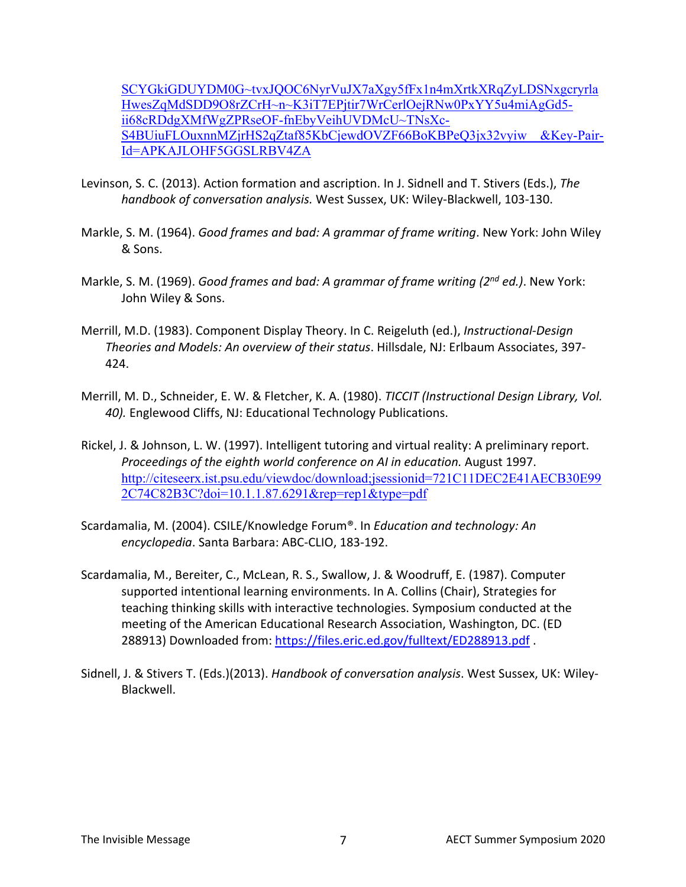SCYGkiGDUYDM0G~tvxJQOC6NyrVuJX7aXgy5fFx1n4mXrtkXRqZyLDSNxgcryrlaHwesZqMdSDD9O8rZCrH~n~K3iT7EPjtir7WrCerlOejRNw0PxYY5u4miAgGd5-ii68cRDdgXMfWgZPRseOF-fnEbyVeihUVDMcU~TNsXc-S4BUiuFLOuxnnMZjrHS2qZtaf85KbCjewdOVZF66BoKBPeQ3jx32vyiw__&Key-Pair-Id=APKAJLOHF5GGSLRBV4ZA

Levinson, S. C. (2013). Action formation and ascription. In J. Sidnell and T. Stivers (Eds.), *The handbook of conversation analysis.* West Sussex, UK: Wiley-Blackwell, 103-130.

Markle, S. M. (1964). *Good frames and bad: A grammar of frame writing*. New York: John Wiley & Sons.

Markle, S. M. (1969). *Good frames and bad: A grammar of frame writing (2nd ed.)*. New York: John Wiley & Sons.

Merrill, M.D. (1983). Component Display Theory. In C. Reigeluth (ed.), *Instructional-Design Theories and Models: An overview of their status*. Hillsdale, NJ: Erlbaum Associates, 397-424.

Merrill, M. D., Schneider, E. W. & Fletcher, K. A. (1980). *TICCIT (Instructional Design Library, Vol. 40).* Englewood Cliffs, NJ: Educational Technology Publications.

Rickel, J. & Johnson, L. W. (1997). Intelligent tutoring and virtual reality: A preliminary report. *Proceedings of the eighth world conference on AI in education.* August 1997. http://citeseerx.ist.psu.edu/viewdoc/download;jsessionid=721C11DEC2E41AECB30E992C74C82B3C?doi=10.1.1.87.6291&rep=rep1&type=pdf

Scardamalia, M. (2004). CSILE/Knowledge Forum®. In *Education and technology: An encyclopedia*. Santa Barbara: ABC-CLIO, 183-192.

Scardamalia, M., Bereiter, C., McLean, R. S., Swallow, J. & Woodruff, E. (1987). Computer supported intentional learning environments. In A. Collins (Chair), Strategies for teaching thinking skills with interactive technologies. Symposium conducted at the meeting of the American Educational Research Association, Washington, DC. (ED 288913) Downloaded from: https://files.eric.ed.gov/fulltext/ED288913.pdf .

Sidnell, J. & Stivers T. (Eds.)(2013). *Handbook of conversation analysis*. West Sussex, UK: Wiley-Blackwell.